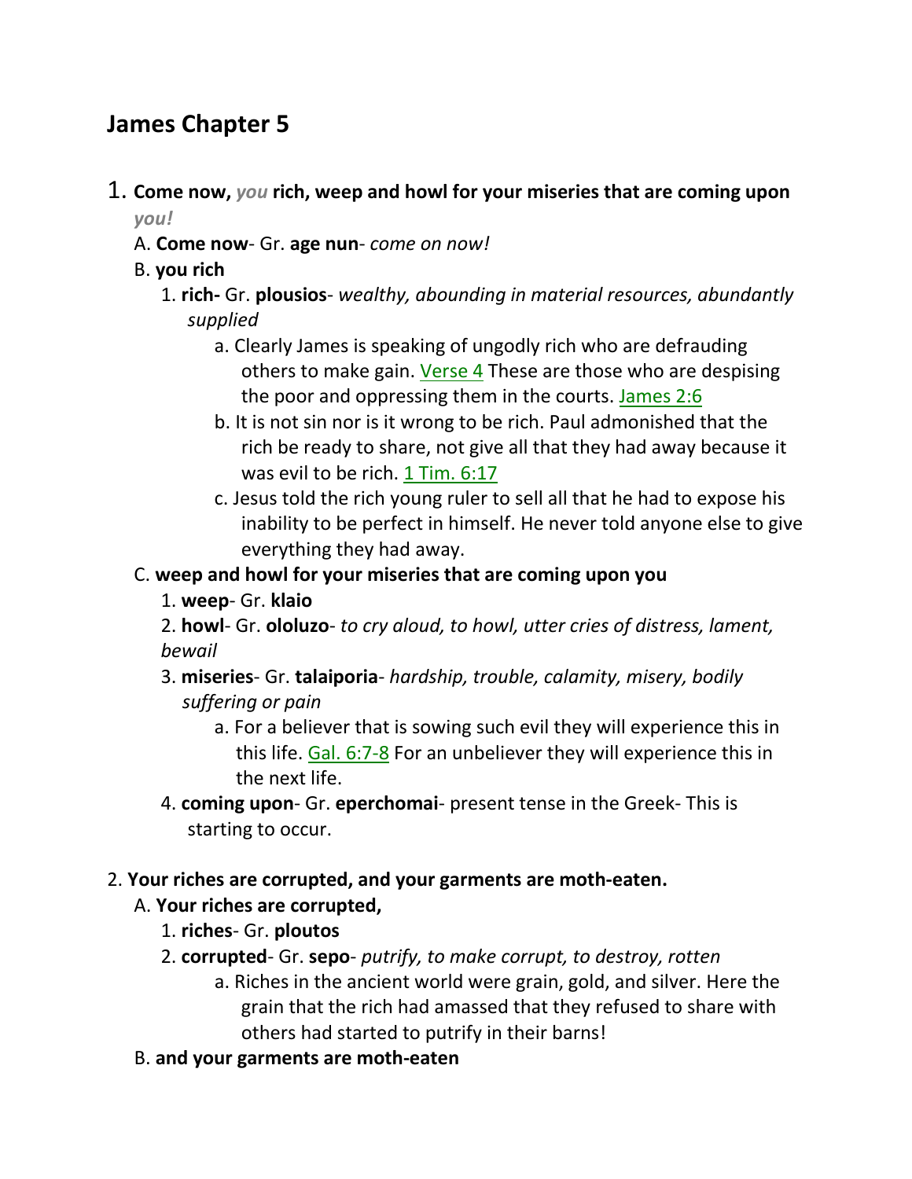# James Chapter 5

1. **Come now,** ***you*** **rich, weep and howl for your miseries that are coming upon** ***you!***
   - A. **Come now**- Gr. **age nun**- *come on now!*
   - B. **you rich**
     - 1. **rich-** Gr. **plousios**- *wealthy, abounding in material resources, abundantly supplied*
       - a. Clearly James is speaking of ungodly rich who are defrauding others to make gain. Verse 4 These are those who are despising the poor and oppressing them in the courts. James 2:6
       - b. It is not sin nor is it wrong to be rich. Paul admonished that the rich be ready to share, not give all that they had away because it was evil to be rich. 1 Tim. 6:17
       - c. Jesus told the rich young ruler to sell all that he had to expose his inability to be perfect in himself. He never told anyone else to give everything they had away.
   - C. **weep and howl for your miseries that are coming upon you**
     - 1. **weep**- Gr. **klaio**
     - 2. **howl**- Gr. **ololuzo**- *to cry aloud, to howl, utter cries of distress, lament, bewail*
     - 3. **miseries**- Gr. **talaiporia**- *hardship, trouble, calamity, misery, bodily suffering or pain*
       - a. For a believer that is sowing such evil they will experience this in this life. Gal. 6:7-8 For an unbeliever they will experience this in the next life.
     - 4. **coming upon**- Gr. **eperchomai**- present tense in the Greek- This is starting to occur.

2. **Your riches are corrupted, and your garments are moth-eaten.**
   - A. **Your riches are corrupted,**
     - 1. **riches**- Gr. **ploutos**
     - 2. **corrupted**- Gr. **sepo**- *putrify, to make corrupt, to destroy, rotten*
       - a. Riches in the ancient world were grain, gold, and silver. Here the grain that the rich had amassed that they refused to share with others had started to putrify in their barns!
   - B. **and your garments are moth-eaten**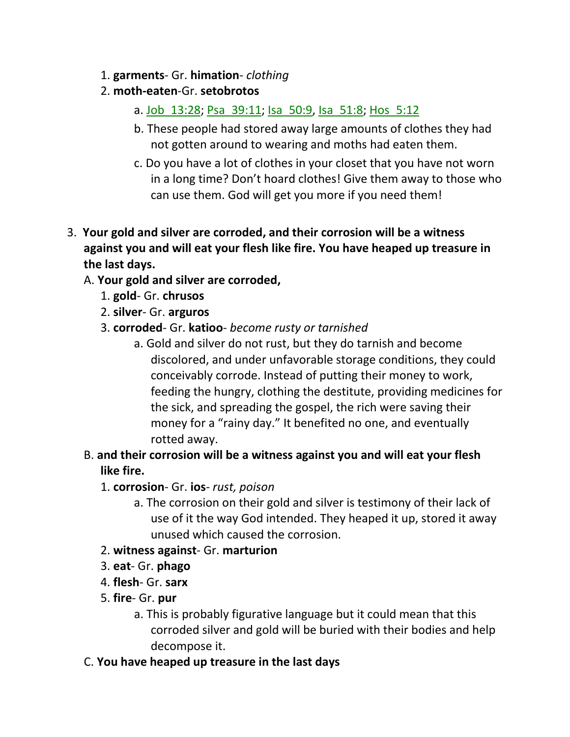1. **garments**- Gr. **himation**- *clothing*
2. **moth-eaten**-Gr. **setobrotos**
    a. Job 13:28; Psa 39:11; Isa 50:9, Isa 51:8; Hos 5:12
    b. These people had stored away large amounts of clothes they had not gotten around to wearing and moths had eaten them.
    c. Do you have a lot of clothes in your closet that you have not worn in a long time? Don't hoard clothes! Give them away to those who can use them. God will get you more if you need them!

3. **Your gold and silver are corroded, and their corrosion will be a witness against you and will eat your flesh like fire. You have heaped up treasure in the last days.**

A. **Your gold and silver are corroded,**

1. **gold**- Gr. **chrusos**
2. **silver**- Gr. **arguros**
3. **corroded**- Gr. **katioo**- *become rusty or tarnished*
    a. Gold and silver do not rust, but they do tarnish and become discolored, and under unfavorable storage conditions, they could conceivably corrode. Instead of putting their money to work, feeding the hungry, clothing the destitute, providing medicines for the sick, and spreading the gospel, the rich were saving their money for a "rainy day." It benefited no one, and eventually rotted away.

B. **and their corrosion will be a witness against you and will eat your flesh like fire.**

1. **corrosion**- Gr. **ios**- *rust, poison*
    a. The corrosion on their gold and silver is testimony of their lack of use of it the way God intended. They heaped it up, stored it away unused which caused the corrosion.
2. **witness against**- Gr. **marturion**
3. **eat**- Gr. **phago**
4. **flesh**- Gr. **sarx**
5. **fire**- Gr. **pur**
    a. This is probably figurative language but it could mean that this corroded silver and gold will be buried with their bodies and help decompose it.

C. **You have heaped up treasure in the last days**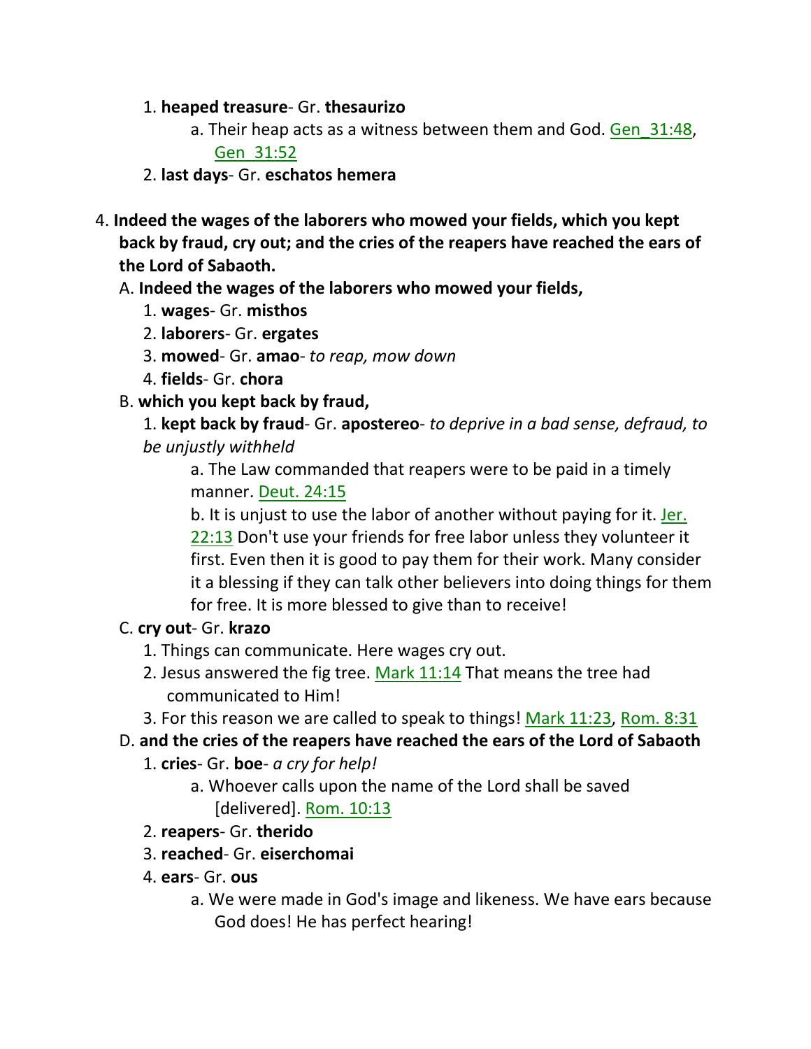1. **heaped treasure**- Gr. **thesaurizo**
    a. Their heap acts as a witness between them and God. Gen_31:48, Gen_31:52
2. **last days**- Gr. **eschatos hemera**

4. **Indeed the wages of the laborers who mowed your fields, which you kept back by fraud, cry out; and the cries of the reapers have reached the ears of the Lord of Sabaoth.**

A. **Indeed the wages of the laborers who mowed your fields,**

1. **wages**- Gr. **misthos**
2. **laborers**- Gr. **ergates**
3. **mowed**- Gr. **amao**- *to reap, mow down*
4. **fields**- Gr. **chora**

B. **which you kept back by fraud,**

1. **kept back by fraud**- Gr. **apostereo**- *to deprive in a bad sense, defraud, to be unjustly withheld*
    a. The Law commanded that reapers were to be paid in a timely manner. Deut. 24:15
    b. It is unjust to use the labor of another without paying for it. Jer. 22:13 Don't use your friends for free labor unless they volunteer it first. Even then it is good to pay them for their work. Many consider it a blessing if they can talk other believers into doing things for them for free. It is more blessed to give than to receive!

C. **cry out**- Gr. **krazo**

1. Things can communicate. Here wages cry out.
2. Jesus answered the fig tree. Mark 11:14 That means the tree had communicated to Him!
3. For this reason we are called to speak to things! Mark 11:23, Rom. 8:31

D. **and the cries of the reapers have reached the ears of the Lord of Sabaoth**

1. **cries**- Gr. **boe**- *a cry for help!*
    a. Whoever calls upon the name of the Lord shall be saved [delivered]. Rom. 10:13
2. **reapers**- Gr. **therido**
3. **reached**- Gr. **eiserchomai**
4. **ears**- Gr. **ous**
    a. We were made in God's image and likeness. We have ears because God does! He has perfect hearing!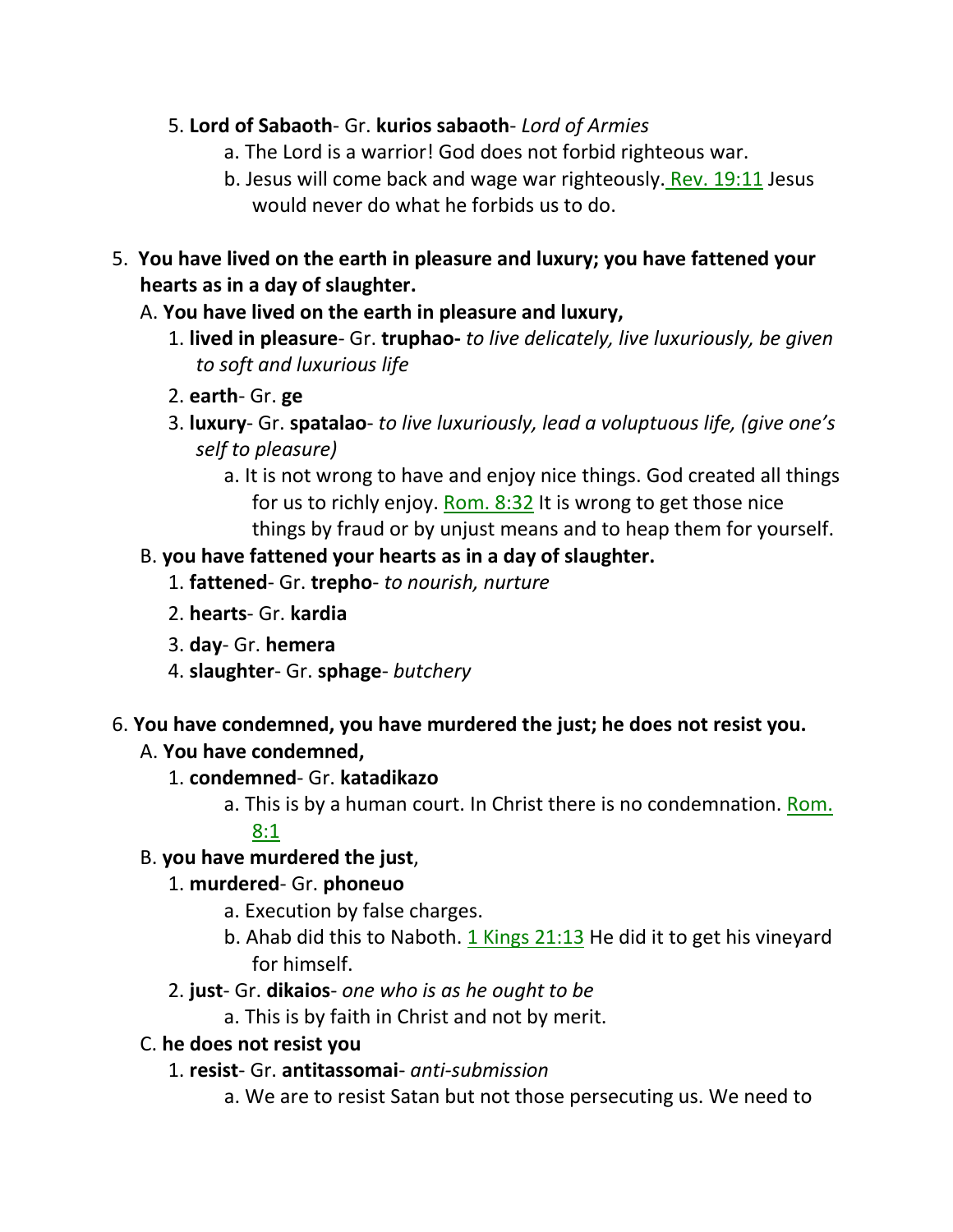5. **Lord of Sabaoth**- Gr. **kurios sabaoth**- *Lord of Armies*
    a. The Lord is a warrior! God does not forbid righteous war.
    b. Jesus will come back and wage war righteously. Rev. 19:11 Jesus would never do what he forbids us to do.

5. **You have lived on the earth in pleasure and luxury; you have fattened your hearts as in a day of slaughter.**

A. **You have lived on the earth in pleasure and luxury,**

1. **lived in pleasure**- Gr. **truphao-** *to live delicately, live luxuriously, be given to soft and luxurious life*
2. **earth**- Gr. **ge**
3. **luxury**- Gr. **spatalao**- *to live luxuriously, lead a voluptuous life, (give one's self to pleasure)*
    a. It is not wrong to have and enjoy nice things. God created all things for us to richly enjoy. Rom. 8:32 It is wrong to get those nice things by fraud or by unjust means and to heap them for yourself.

B. **you have fattened your hearts as in a day of slaughter.**

1. **fattened**- Gr. **trepho**- *to nourish, nurture*
2. **hearts**- Gr. **kardia**
3. **day**- Gr. **hemera**
4. **slaughter**- Gr. **sphage**- *butchery*

6. **You have condemned, you have murdered the just; he does not resist you.**

A. **You have condemned,**

1. **condemned**- Gr. **katadikazo**
    a. This is by a human court. In Christ there is no condemnation. Rom. 8:1

B. **you have murdered the just**,

1. **murdered**- Gr. **phoneuo**
    a. Execution by false charges.
    b. Ahab did this to Naboth. 1 Kings 21:13 He did it to get his vineyard for himself.
2. **just**- Gr. **dikaios**- *one who is as he ought to be*
    a. This is by faith in Christ and not by merit.

C. **he does not resist you**

1. **resist**- Gr. **antitassomai**- *anti-submission*
    a. We are to resist Satan but not those persecuting us. We need to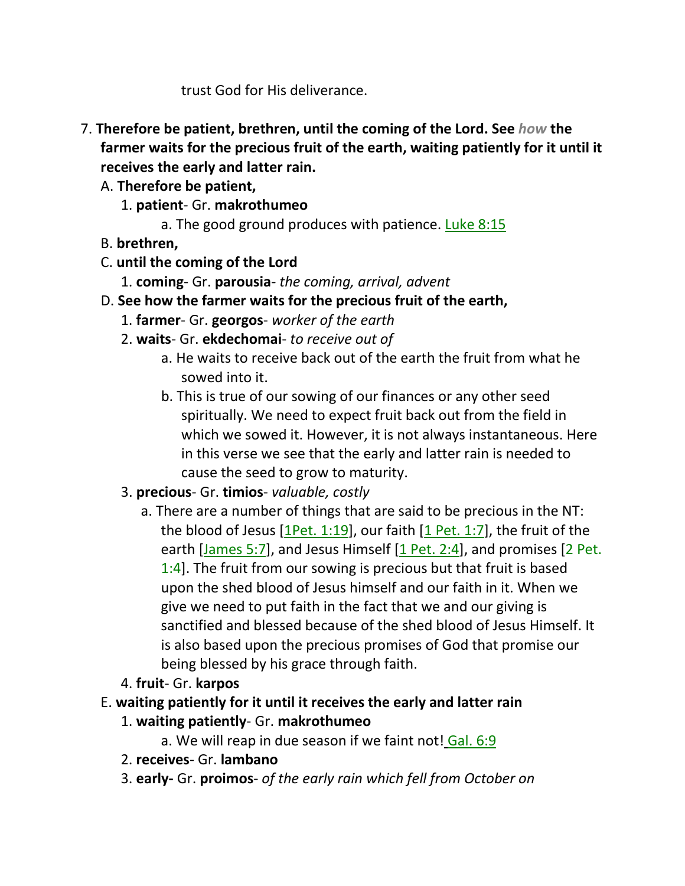trust God for His deliverance.

7. **Therefore be patient, brethren, until the coming of the Lord. See *how* the farmer waits for the precious fruit of the earth, waiting patiently for it until it receives the early and latter rain.**
   A. **Therefore be patient,**
      1. **patient**- Gr. **makrothumeo**
         a. The good ground produces with patience. Luke 8:15
   B. **brethren,**
   C. **until the coming of the Lord**
      1. **coming**- Gr. **parousia**- *the coming, arrival, advent*
   D. **See how the farmer waits for the precious fruit of the earth,**
      1. **farmer**- Gr. **georgos**- *worker of the earth*
      2. **waits**- Gr. **ekdechomai**- *to receive out of*
         a. He waits to receive back out of the earth the fruit from what he sowed into it.
         b. This is true of our sowing of our finances or any other seed spiritually. We need to expect fruit back out from the field in which we sowed it. However, it is not always instantaneous. Here in this verse we see that the early and latter rain is needed to cause the seed to grow to maturity.
      3. **precious**- Gr. **timios**- *valuable, costly*
         a. There are a number of things that are said to be precious in the NT: the blood of Jesus [1Pet. 1:19], our faith [1 Pet. 1:7], the fruit of the earth [James 5:7], and Jesus Himself [1 Pet. 2:4], and promises [2 Pet. 1:4]. The fruit from our sowing is precious but that fruit is based upon the shed blood of Jesus himself and our faith in it. When we give we need to put faith in the fact that we and our giving is sanctified and blessed because of the shed blood of Jesus Himself. It is also based upon the precious promises of God that promise our being blessed by his grace through faith.
      4. **fruit**- Gr. **karpos**
   E. **waiting patiently for it until it receives the early and latter rain**
      1. **waiting patiently**- Gr. **makrothumeo**
         a. We will reap in due season if we faint not! Gal. 6:9
      2. **receives**- Gr. **lambano**
      3. **early-** Gr. **proimos**- *of the early rain which fell from October on*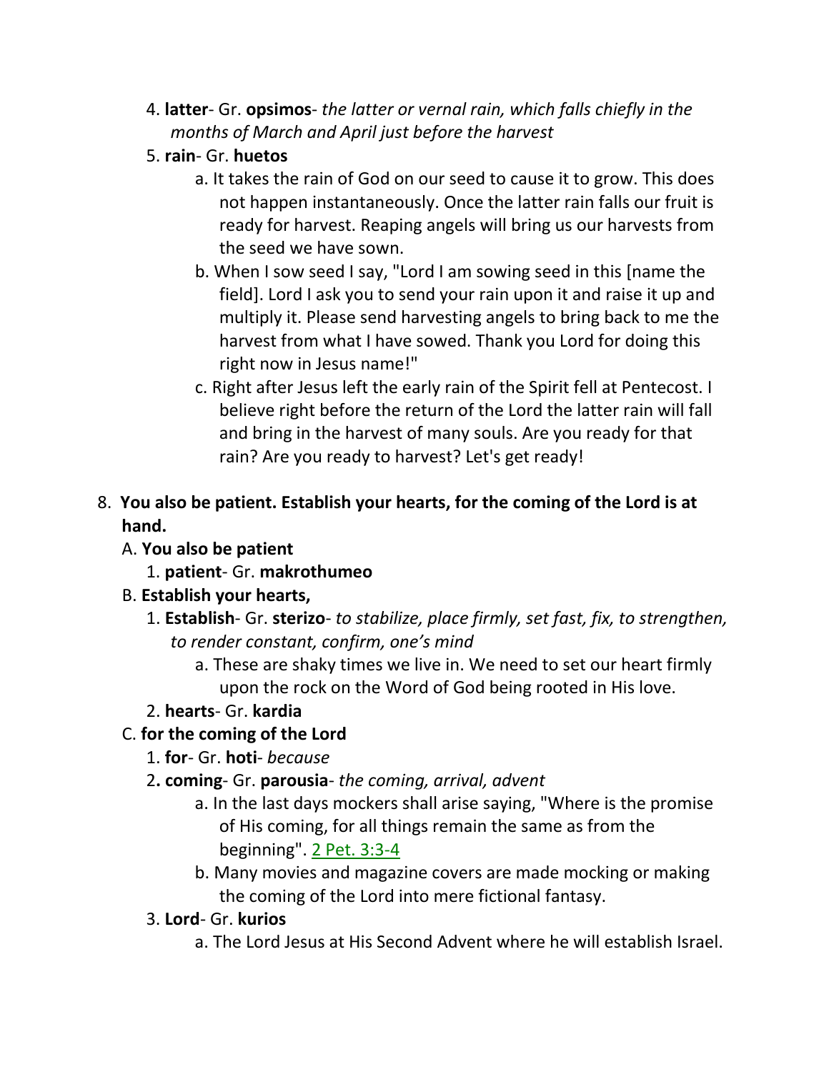4. **latter**- Gr. **opsimos**- *the latter or vernal rain, which falls chiefly in the months of March and April just before the harvest*
5. **rain**- Gr. **huetos**
    a. It takes the rain of God on our seed to cause it to grow. This does not happen instantaneously. Once the latter rain falls our fruit is ready for harvest. Reaping angels will bring us our harvests from the seed we have sown.
    b. When I sow seed I say, "Lord I am sowing seed in this [name the field]. Lord I ask you to send your rain upon it and raise it up and multiply it. Please send harvesting angels to bring back to me the harvest from what I have sowed. Thank you Lord for doing this right now in Jesus name!"
    c. Right after Jesus left the early rain of the Spirit fell at Pentecost. I believe right before the return of the Lord the latter rain will fall and bring in the harvest of many souls. Are you ready for that rain? Are you ready to harvest? Let's get ready!

8. **You also be patient. Establish your hearts, for the coming of the Lord is at hand.**

A. **You also be patient**
1. **patient**- Gr. **makrothumeo**

B. **Establish your hearts,**
1. **Establish**- Gr. **sterizo**- *to stabilize, place firmly, set fast, fix, to strengthen, to render constant, confirm, one's mind*
    a. These are shaky times we live in. We need to set our heart firmly upon the rock on the Word of God being rooted in His love.
2. **hearts**- Gr. **kardia**

C. **for the coming of the Lord**
1. **for**- Gr. **hoti**- *because*
2. **coming**- Gr. **parousia**- *the coming, arrival, advent*
    a. In the last days mockers shall arise saying, "Where is the promise of His coming, for all things remain the same as from the beginning". 2 Pet. 3:3-4
    b. Many movies and magazine covers are made mocking or making the coming of the Lord into mere fictional fantasy.
3. **Lord**- Gr. **kurios**
    a. The Lord Jesus at His Second Advent where he will establish Israel.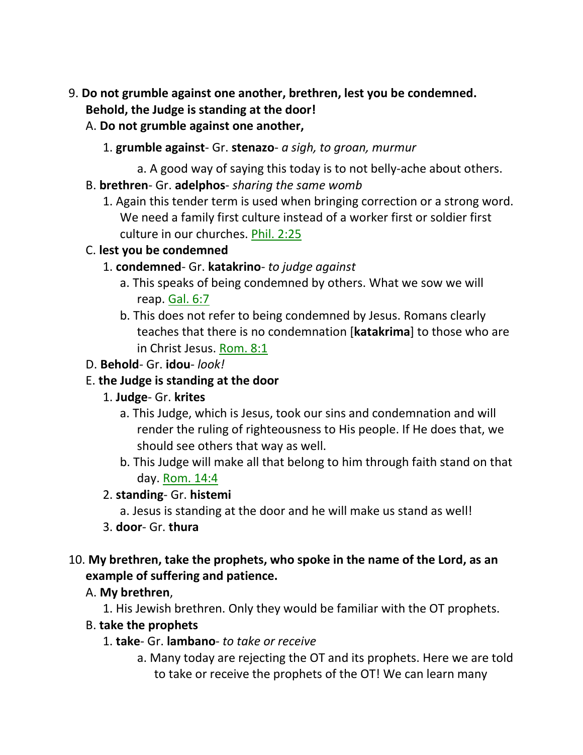9. **Do not grumble against one another, brethren, lest you be condemned. Behold, the Judge is standing at the door!**

   A. **Do not grumble against one another,**

      1. **grumble against**- Gr. **stenazo**- *a sigh, to groan, murmur*

         a. A good way of saying this today is to not belly-ache about others.

   B. **brethren**- Gr. **adelphos**- *sharing the same womb*

      1. Again this tender term is used when bringing correction or a strong word. We need a family first culture instead of a worker first or soldier first culture in our churches. Phil. 2:25

   C. **lest you be condemned**

      1. **condemned**- Gr. **katakrino**- *to judge against*

         a. This speaks of being condemned by others. What we sow we will reap. Gal. 6:7

         b. This does not refer to being condemned by Jesus. Romans clearly teaches that there is no condemnation [**katakrima**] to those who are in Christ Jesus. Rom. 8:1

   D. **Behold**- Gr. **idou**- *look!*

   E. **the Judge is standing at the door**

      1. **Judge**- Gr. **krites**

         a. This Judge, which is Jesus, took our sins and condemnation and will render the ruling of righteousness to His people. If He does that, we should see others that way as well.

         b. This Judge will make all that belong to him through faith stand on that day. Rom. 14:4

      2. **standing**- Gr. **histemi**

         a. Jesus is standing at the door and he will make us stand as well!

      3. **door**- Gr. **thura**

10. **My brethren, take the prophets, who spoke in the name of the Lord, as an example of suffering and patience.**

    A. **My brethren**,

       1. His Jewish brethren. Only they would be familiar with the OT prophets.

    B. **take the prophets**

       1. **take**- Gr. **lambano**- *to take or receive*

          a. Many today are rejecting the OT and its prophets. Here we are told to take or receive the prophets of the OT! We can learn many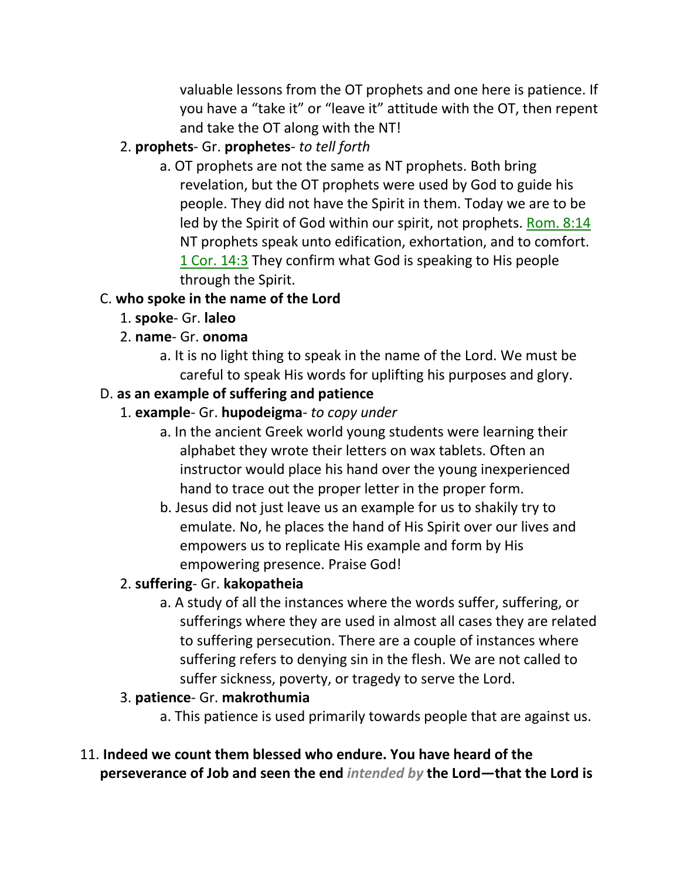valuable lessons from the OT prophets and one here is patience. If you have a "take it" or "leave it" attitude with the OT, then repent and take the OT along with the NT!

2. **prophets**- Gr. **prophetes**- *to tell forth*
   a. OT prophets are not the same as NT prophets. Both bring revelation, but the OT prophets were used by God to guide his people. They did not have the Spirit in them. Today we are to be led by the Spirit of God within our spirit, not prophets. Rom. 8:14 NT prophets speak unto edification, exhortation, and to comfort. 1 Cor. 14:3 They confirm what God is speaking to His people through the Spirit.

C. **who spoke in the name of the Lord**

1. **spoke**- Gr. **laleo**
2. **name**- Gr. **onoma**
   a. It is no light thing to speak in the name of the Lord. We must be careful to speak His words for uplifting his purposes and glory.

D. **as an example of suffering and patience**

1. **example**- Gr. **hupodeigma**- *to copy under*
   a. In the ancient Greek world young students were learning their alphabet they wrote their letters on wax tablets. Often an instructor would place his hand over the young inexperienced hand to trace out the proper letter in the proper form.
   b. Jesus did not just leave us an example for us to shakily try to emulate. No, he places the hand of His Spirit over our lives and empowers us to replicate His example and form by His empowering presence. Praise God!
2. **suffering**- Gr. **kakopatheia**
   a. A study of all the instances where the words suffer, suffering, or sufferings where they are used in almost all cases they are related to suffering persecution. There are a couple of instances where suffering refers to denying sin in the flesh. We are not called to suffer sickness, poverty, or tragedy to serve the Lord.
3. **patience**- Gr. **makrothumia**
   a. This patience is used primarily towards people that are against us.

11. **Indeed we count them blessed who endure. You have heard of the perseverance of Job and seen the end** ***intended by*** **the Lord—that the Lord is**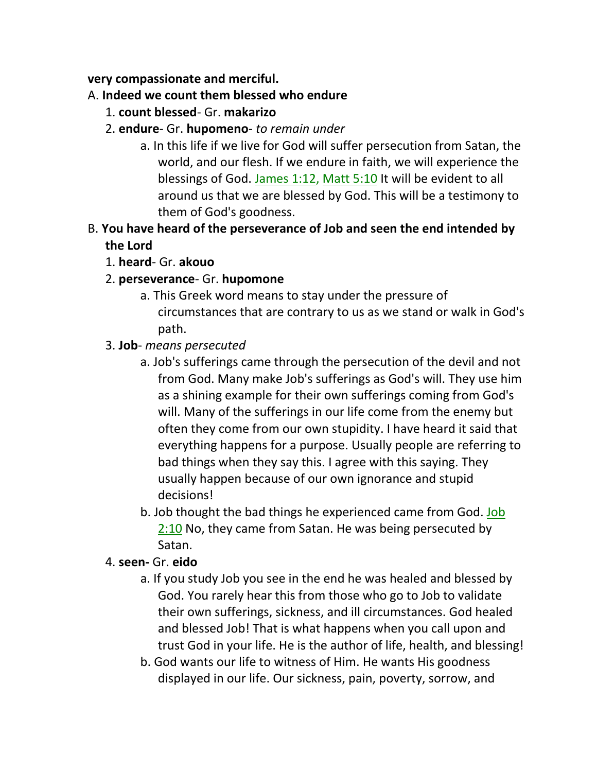**very compassionate and merciful.**

A. **Indeed we count them blessed who endure**

   1. **count blessed**- Gr. **makarizo**
   2. **endure**- Gr. **hupomeno**- *to remain under*
      a. In this life if we live for God will suffer persecution from Satan, the world, and our flesh. If we endure in faith, we will experience the blessings of God. James 1:12, Matt 5:10 It will be evident to all around us that we are blessed by God. This will be a testimony to them of God's goodness.

B. **You have heard of the perseverance of Job and seen the end intended by the Lord**

   1. **heard**- Gr. **akouo**
   2. **perseverance**- Gr. **hupomone**
      a. This Greek word means to stay under the pressure of circumstances that are contrary to us as we stand or walk in God's path.
   3. **Job**- *means persecuted*
      a. Job's sufferings came through the persecution of the devil and not from God. Many make Job's sufferings as God's will. They use him as a shining example for their own sufferings coming from God's will. Many of the sufferings in our life come from the enemy but often they come from our own stupidity. I have heard it said that everything happens for a purpose. Usually people are referring to bad things when they say this. I agree with this saying. They usually happen because of our own ignorance and stupid decisions!
      b. Job thought the bad things he experienced came from God. Job 2:10 No, they came from Satan. He was being persecuted by Satan.
   4. **seen-** Gr. **eido**
      a. If you study Job you see in the end he was healed and blessed by God. You rarely hear this from those who go to Job to validate their own sufferings, sickness, and ill circumstances. God healed and blessed Job! That is what happens when you call upon and trust God in your life. He is the author of life, health, and blessing!
      b. God wants our life to witness of Him. He wants His goodness displayed in our life. Our sickness, pain, poverty, sorrow, and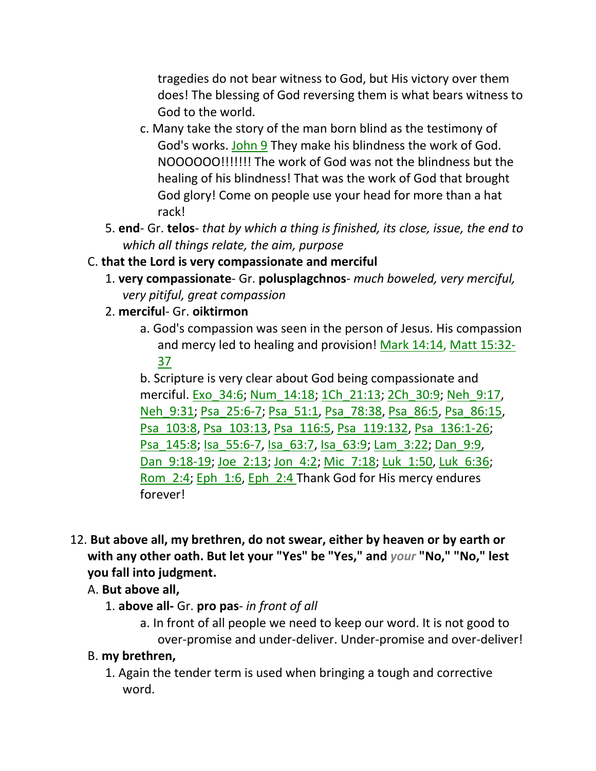tragedies do not bear witness to God, but His victory over them does! The blessing of God reversing them is what bears witness to God to the world.

   c. Many take the story of the man born blind as the testimony of God's works. John 9 They make his blindness the work of God. NOOOOOO!!!!!!! The work of God was not the blindness but the healing of his blindness! That was the work of God that brought God glory! Come on people use your head for more than a hat rack!

5. **end**- Gr. **telos**- *that by which a thing is finished, its close, issue, the end to which all things relate, the aim, purpose*

C. **that the Lord is very compassionate and merciful**

1. **very compassionate**- Gr. **polusplagchnos**- *much boweled, very merciful, very pitiful, great compassion*
2. **merciful**- Gr. **oiktirmon**
   a. God's compassion was seen in the person of Jesus. His compassion and mercy led to healing and provision! Mark 14:14, Matt 15:32-37
   b. Scripture is very clear about God being compassionate and merciful. Exo_34:6; Num_14:18; 1Ch_21:13; 2Ch_30:9; Neh_9:17, Neh_9:31; Psa_25:6-7; Psa_51:1, Psa_78:38, Psa_86:5, Psa_86:15, Psa_103:8, Psa_103:13, Psa_116:5, Psa_119:132, Psa_136:1-26; Psa_145:8; Isa_55:6-7, Isa_63:7, Isa_63:9; Lam_3:22; Dan_9:9, Dan_9:18-19; Joe_2:13; Jon_4:2; Mic_7:18; Luk_1:50, Luk_6:36; Rom_2:4; Eph_1:6, Eph_2:4 Thank God for His mercy endures forever!

12. **But above all, my brethren, do not swear, either by heaven or by earth or with any other oath. But let your "Yes" be "Yes," and** *your* **"No," "No," lest you fall into judgment.**

A. **But above all,**

1. **above all-** Gr. **pro pas**- *in front of all*
   a. In front of all people we need to keep our word. It is not good to over-promise and under-deliver. Under-promise and over-deliver!

B. **my brethren,**

1. Again the tender term is used when bringing a tough and corrective word.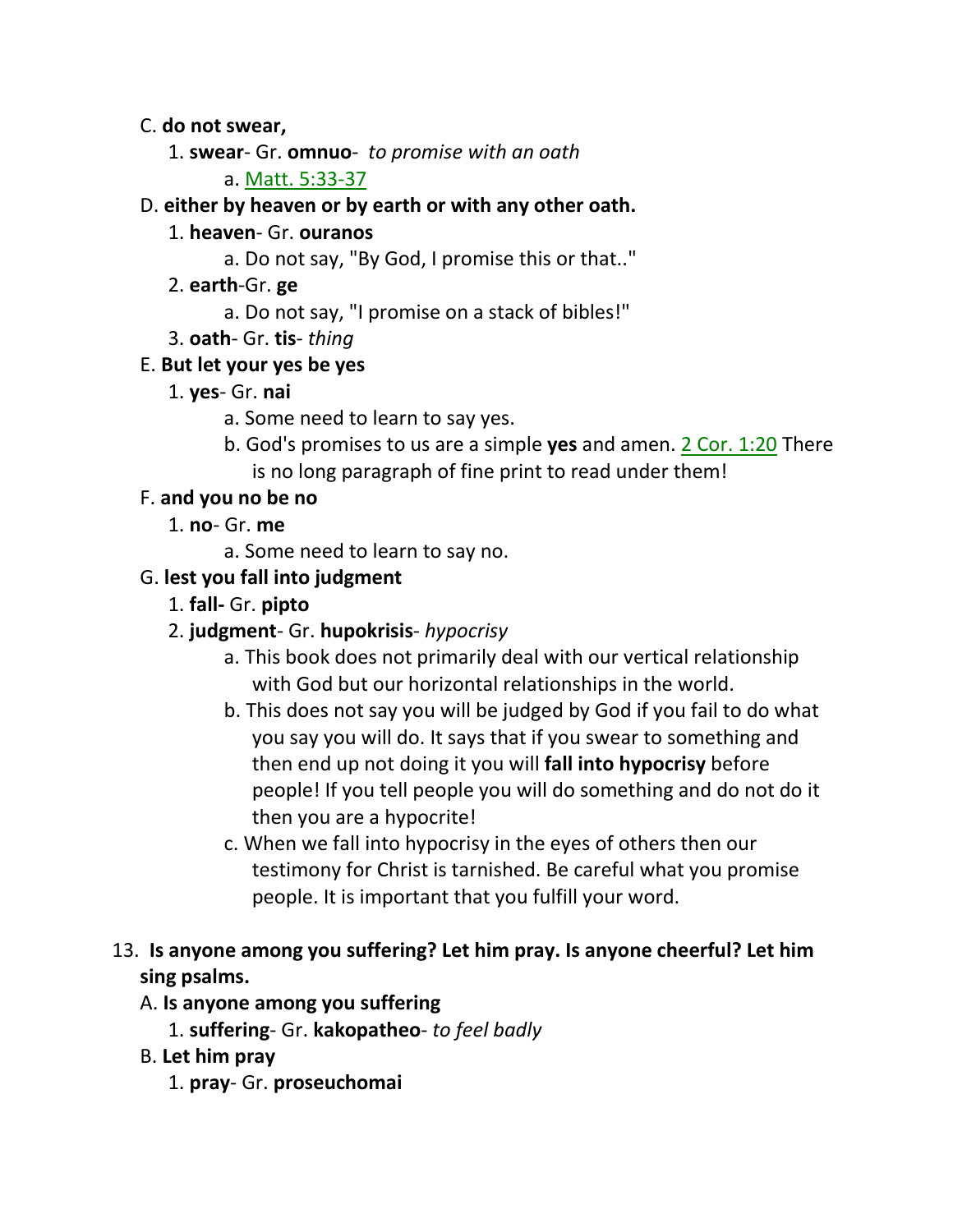C. **do not swear,**

1. **swear**- Gr. **omnuo**- *to promise with an oath*

    a. Matt. 5:33-37

D. **either by heaven or by earth or with any other oath.**

1. **heaven**- Gr. **ouranos**

    a. Do not say, "By God, I promise this or that.."

2. **earth**-Gr. **ge**

    a. Do not say, "I promise on a stack of bibles!"

3. **oath**- Gr. **tis**- *thing*

E. **But let your yes be yes**

1. **yes**- Gr. **nai**

    a. Some need to learn to say yes.

    b. God's promises to us are a simple **yes** and amen. 2 Cor. 1:20 There is no long paragraph of fine print to read under them!

F. **and you no be no**

1. **no**- Gr. **me**

    a. Some need to learn to say no.

G. **lest you fall into judgment**

1. **fall-** Gr. **pipto**

2. **judgment**- Gr. **hupokrisis**- *hypocrisy*

    a. This book does not primarily deal with our vertical relationship with God but our horizontal relationships in the world.

    b. This does not say you will be judged by God if you fail to do what you say you will do. It says that if you swear to something and then end up not doing it you will **fall into hypocrisy** before people! If you tell people you will do something and do not do it then you are a hypocrite!

    c. When we fall into hypocrisy in the eyes of others then our testimony for Christ is tarnished. Be careful what you promise people. It is important that you fulfill your word.

13. **Is anyone among you suffering? Let him pray. Is anyone cheerful? Let him sing psalms.**

A. **Is anyone among you suffering**

1. **suffering**- Gr. **kakopatheo**- *to feel badly*

B. **Let him pray**

1. **pray**- Gr. **proseuchomai**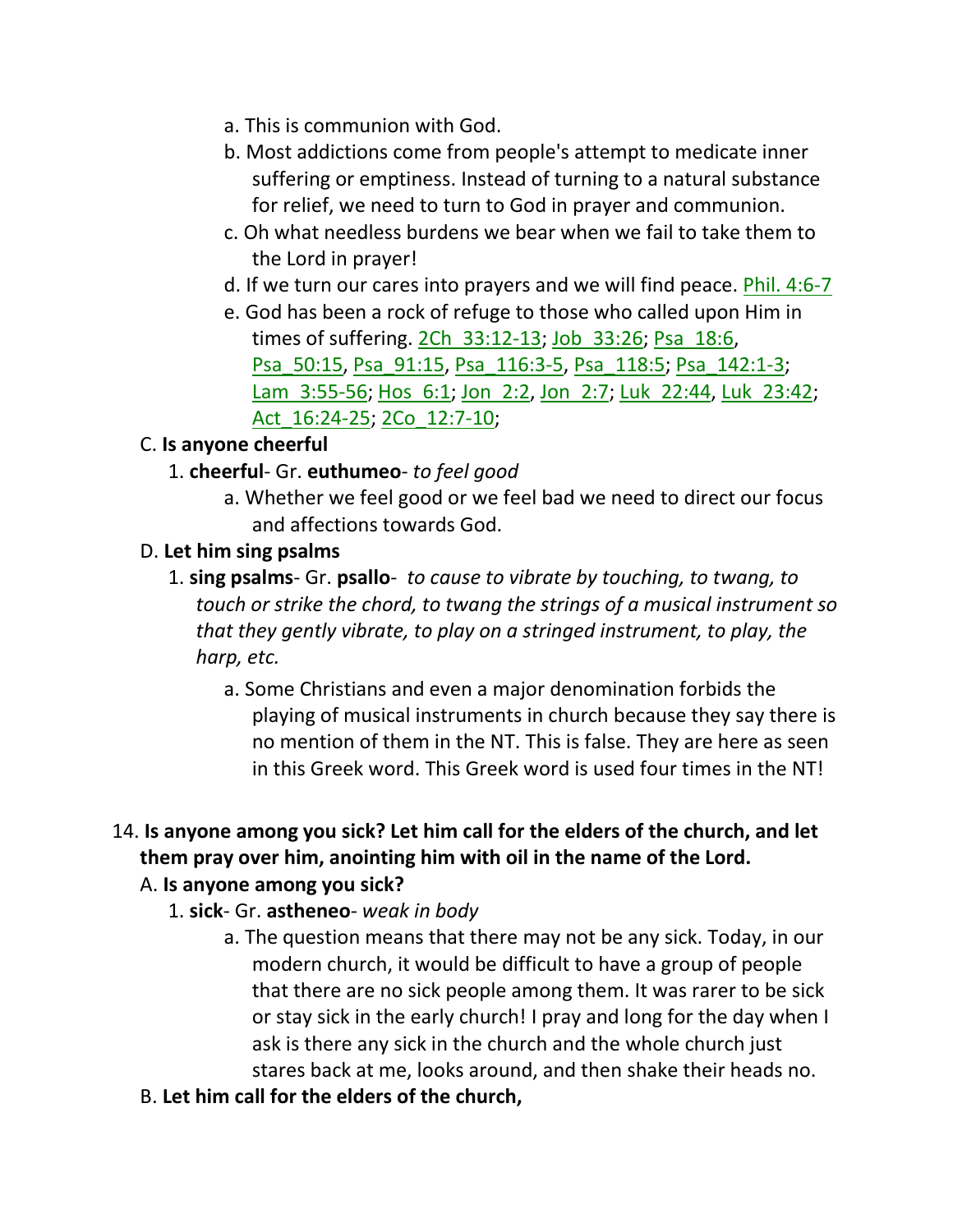a. This is communion with God.

   b. Most addictions come from people's attempt to medicate inner suffering or emptiness. Instead of turning to a natural substance for relief, we need to turn to God in prayer and communion.

   c. Oh what needless burdens we bear when we fail to take them to the Lord in prayer!

   d. If we turn our cares into prayers and we will find peace. Phil. 4:6-7

   e. God has been a rock of refuge to those who called upon Him in times of suffering. 2Ch_33:12-13; Job_33:26; Psa_18:6, Psa_50:15, Psa_91:15, Psa_116:3-5, Psa_118:5; Psa_142:1-3; Lam_3:55-56; Hos_6:1; Jon_2:2, Jon_2:7; Luk_22:44, Luk_23:42; Act_16:24-25; 2Co_12:7-10;

C. **Is anyone cheerful**

   1. **cheerful**- Gr. **euthumeo**- *to feel good*

      a. Whether we feel good or we feel bad we need to direct our focus and affections towards God.

D. **Let him sing psalms**

   1. **sing psalms**- Gr. **psallo**- *to cause to vibrate by touching, to twang, to touch or strike the chord, to twang the strings of a musical instrument so that they gently vibrate, to play on a stringed instrument, to play, the harp, etc.*

      a. Some Christians and even a major denomination forbids the playing of musical instruments in church because they say there is no mention of them in the NT. This is false. They are here as seen in this Greek word. This Greek word is used four times in the NT!

14. **Is anyone among you sick? Let him call for the elders of the church, and let them pray over him, anointing him with oil in the name of the Lord.**

A. **Is anyone among you sick?**

   1. **sick**- Gr. **astheneo**- *weak in body*

      a. The question means that there may not be any sick. Today, in our modern church, it would be difficult to have a group of people that there are no sick people among them. It was rarer to be sick or stay sick in the early church! I pray and long for the day when I ask is there any sick in the church and the whole church just stares back at me, looks around, and then shake their heads no.

B. **Let him call for the elders of the church,**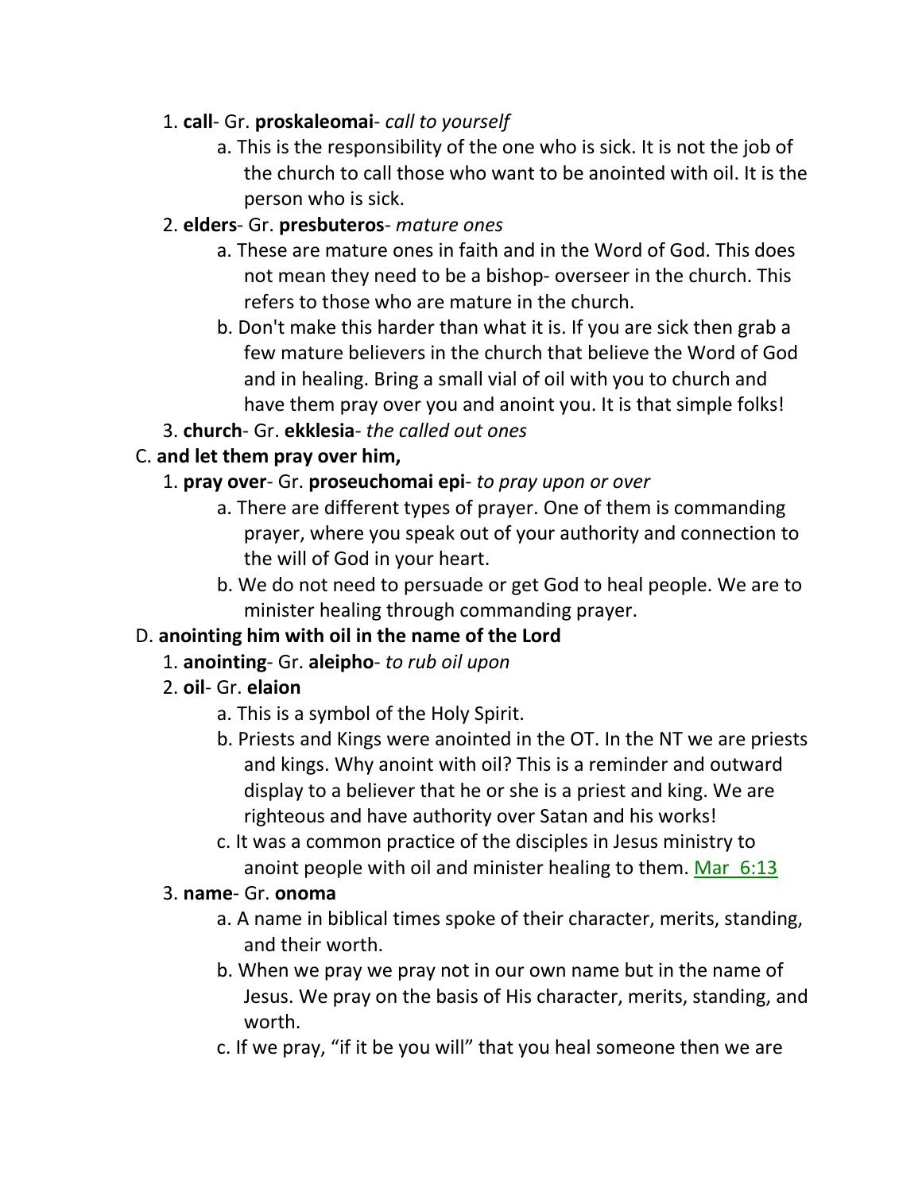1. **call**- Gr. **proskaleomai**- *call to yourself*
    a. This is the responsibility of the one who is sick. It is not the job of the church to call those who want to be anointed with oil. It is the person who is sick.
2. **elders**- Gr. **presbuteros**- *mature ones*
    a. These are mature ones in faith and in the Word of God. This does not mean they need to be a bishop- overseer in the church. This refers to those who are mature in the church.
    b. Don't make this harder than what it is. If you are sick then grab a few mature believers in the church that believe the Word of God and in healing. Bring a small vial of oil with you to church and have them pray over you and anoint you. It is that simple folks!
3. **church**- Gr. **ekklesia**- *the called out ones*

C. **and let them pray over him,**

1. **pray over**- Gr. **proseuchomai epi**- *to pray upon or over*
    a. There are different types of prayer. One of them is commanding prayer, where you speak out of your authority and connection to the will of God in your heart.
    b. We do not need to persuade or get God to heal people. We are to minister healing through commanding prayer.

D. **anointing him with oil in the name of the Lord**

1. **anointing**- Gr. **aleipho**- *to rub oil upon*
2. **oil**- Gr. **elaion**
    a. This is a symbol of the Holy Spirit.
    b. Priests and Kings were anointed in the OT. In the NT we are priests and kings. Why anoint with oil? This is a reminder and outward display to a believer that he or she is a priest and king. We are righteous and have authority over Satan and his works!
    c. It was a common practice of the disciples in Jesus ministry to anoint people with oil and minister healing to them. Mar 6:13
3. **name**- Gr. **onoma**
    a. A name in biblical times spoke of their character, merits, standing, and their worth.
    b. When we pray we pray not in our own name but in the name of Jesus. We pray on the basis of His character, merits, standing, and worth.
    c. If we pray, "if it be you will" that you heal someone then we are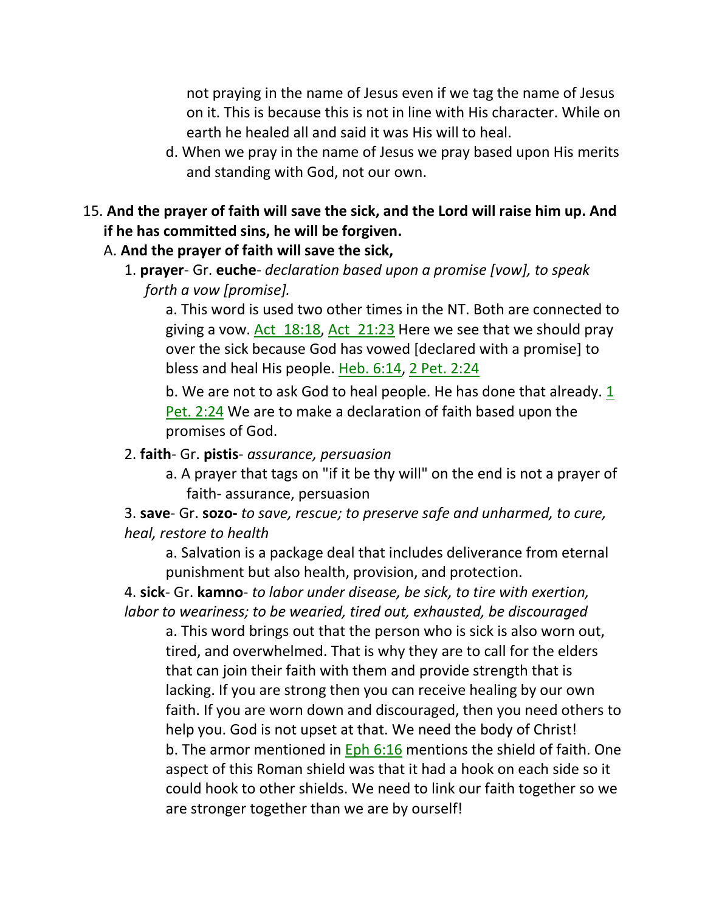not praying in the name of Jesus even if we tag the name of Jesus on it. This is because this is not in line with His character. While on earth he healed all and said it was His will to heal.

d. When we pray in the name of Jesus we pray based upon His merits and standing with God, not our own.

15. **And the prayer of faith will save the sick, and the Lord will raise him up. And if he has committed sins, he will be forgiven.**

A. **And the prayer of faith will save the sick,**

1. **prayer**- Gr. **euche**- *declaration based upon a promise [vow], to speak forth a vow [promise].*

a. This word is used two other times in the NT. Both are connected to giving a vow. Act 18:18, Act 21:23 Here we see that we should pray over the sick because God has vowed [declared with a promise] to bless and heal His people. Heb. 6:14, 2 Pet. 2:24

b. We are not to ask God to heal people. He has done that already. 1 Pet. 2:24 We are to make a declaration of faith based upon the promises of God.

2. **faith**- Gr. **pistis**- *assurance, persuasion*

a. A prayer that tags on "if it be thy will" on the end is not a prayer of faith- assurance, persuasion

3. **save**- Gr. **sozo-** *to save, rescue; to preserve safe and unharmed, to cure, heal, restore to health*

a. Salvation is a package deal that includes deliverance from eternal punishment but also health, provision, and protection.

4. **sick**- Gr. **kamno**- *to labor under disease, be sick, to tire with exertion, labor to weariness; to be wearied, tired out, exhausted, be discouraged*

a. This word brings out that the person who is sick is also worn out, tired, and overwhelmed. That is why they are to call for the elders that can join their faith with them and provide strength that is lacking. If you are strong then you can receive healing by our own faith. If you are worn down and discouraged, then you need others to help you. God is not upset at that. We need the body of Christ!

b. The armor mentioned in Eph 6:16 mentions the shield of faith. One aspect of this Roman shield was that it had a hook on each side so it could hook to other shields. We need to link our faith together so we are stronger together than we are by ourself!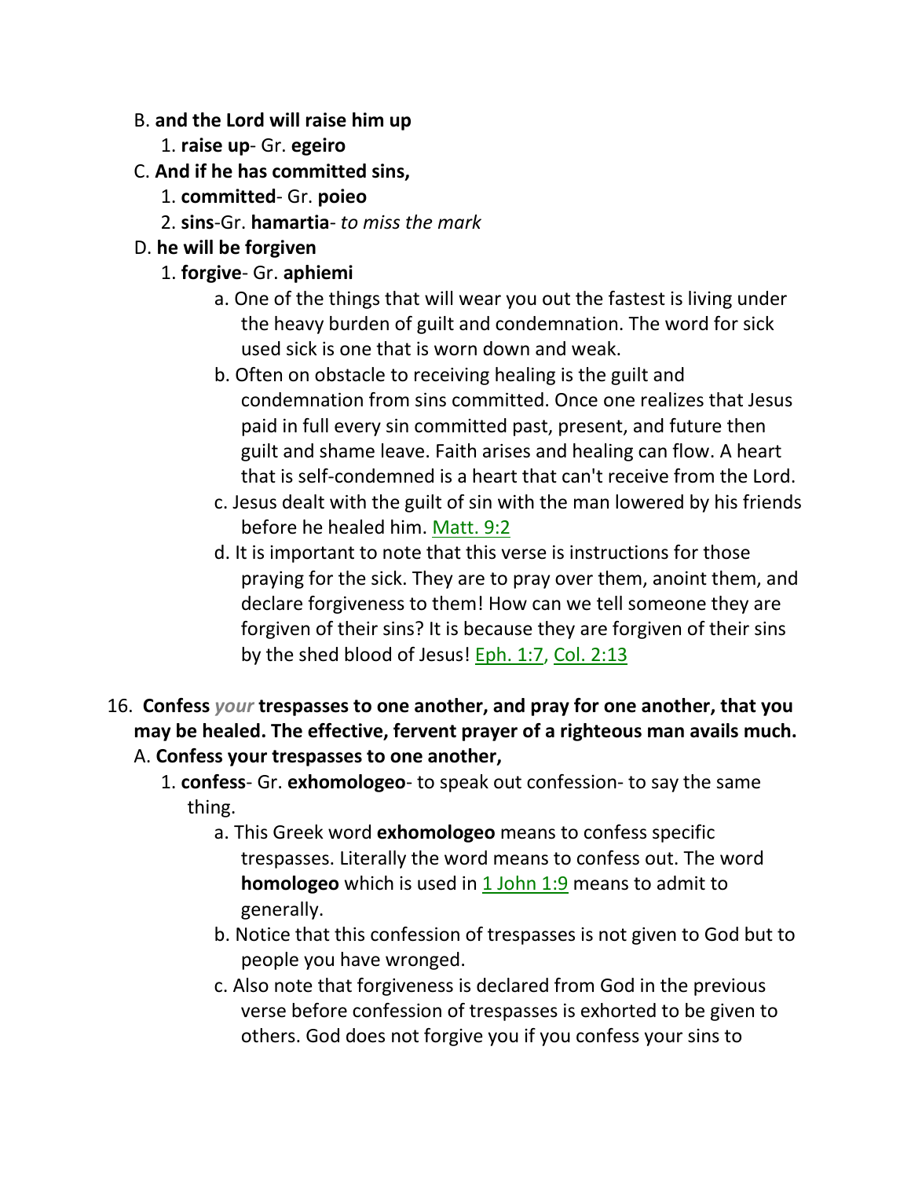B. **and the Lord will raise him up**

1. **raise up**- Gr. **egeiro**

C. **And if he has committed sins,**

1. **committed**- Gr. **poieo**
2. **sins**-Gr. **hamartia**- *to miss the mark*

D. **he will be forgiven**

1. **forgive**- Gr. **aphiemi**
   - a. One of the things that will wear you out the fastest is living under the heavy burden of guilt and condemnation. The word for sick used sick is one that is worn down and weak.
   - b. Often on obstacle to receiving healing is the guilt and condemnation from sins committed. Once one realizes that Jesus paid in full every sin committed past, present, and future then guilt and shame leave. Faith arises and healing can flow. A heart that is self-condemned is a heart that can't receive from the Lord.
   - c. Jesus dealt with the guilt of sin with the man lowered by his friends before he healed him. Matt. 9:2
   - d. It is important to note that this verse is instructions for those praying for the sick. They are to pray over them, anoint them, and declare forgiveness to them! How can we tell someone they are forgiven of their sins? It is because they are forgiven of their sins by the shed blood of Jesus! Eph. 1:7, Col. 2:13

16. **Confess** ***your*** **trespasses to one another, and pray for one another, that you may be healed. The effective, fervent prayer of a righteous man avails much.**

A. **Confess your trespasses to one another,**

1. **confess**- Gr. **exhomologeo**- to speak out confession- to say the same thing.
   - a. This Greek word **exhomologeo** means to confess specific trespasses. Literally the word means to confess out. The word **homologeo** which is used in 1 John 1:9 means to admit to generally.
   - b. Notice that this confession of trespasses is not given to God but to people you have wronged.
   - c. Also note that forgiveness is declared from God in the previous verse before confession of trespasses is exhorted to be given to others. God does not forgive you if you confess your sins to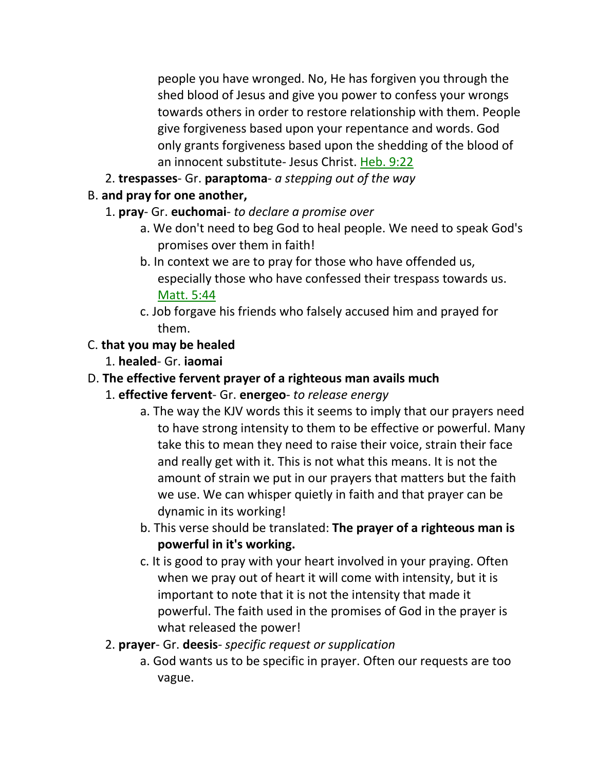people you have wronged. No, He has forgiven you through the shed blood of Jesus and give you power to confess your wrongs towards others in order to restore relationship with them. People give forgiveness based upon your repentance and words. God only grants forgiveness based upon the shedding of the blood of an innocent substitute- Jesus Christ. Heb. 9:22

2. **trespasses**- Gr. **paraptoma**- *a stepping out of the way*

B. **and pray for one another,**

1. **pray**- Gr. **euchomai**- *to declare a promise over*
   - a. We don't need to beg God to heal people. We need to speak God's promises over them in faith!
   - b. In context we are to pray for those who have offended us, especially those who have confessed their trespass towards us. Matt. 5:44
   - c. Job forgave his friends who falsely accused him and prayed for them.

C. **that you may be healed**

1. **healed**- Gr. **iaomai**

D. **The effective fervent prayer of a righteous man avails much**

1. **effective fervent**- Gr. **energeo**- *to release energy*
   - a. The way the KJV words this it seems to imply that our prayers need to have strong intensity to them to be effective or powerful. Many take this to mean they need to raise their voice, strain their face and really get with it. This is not what this means. It is not the amount of strain we put in our prayers that matters but the faith we use. We can whisper quietly in faith and that prayer can be dynamic in its working!
   - b. This verse should be translated: **The prayer of a righteous man is powerful in it's working.**
   - c. It is good to pray with your heart involved in your praying. Often when we pray out of heart it will come with intensity, but it is important to note that it is not the intensity that made it powerful. The faith used in the promises of God in the prayer is what released the power!

2. **prayer**- Gr. **deesis**- *specific request or supplication*
   - a. God wants us to be specific in prayer. Often our requests are too vague.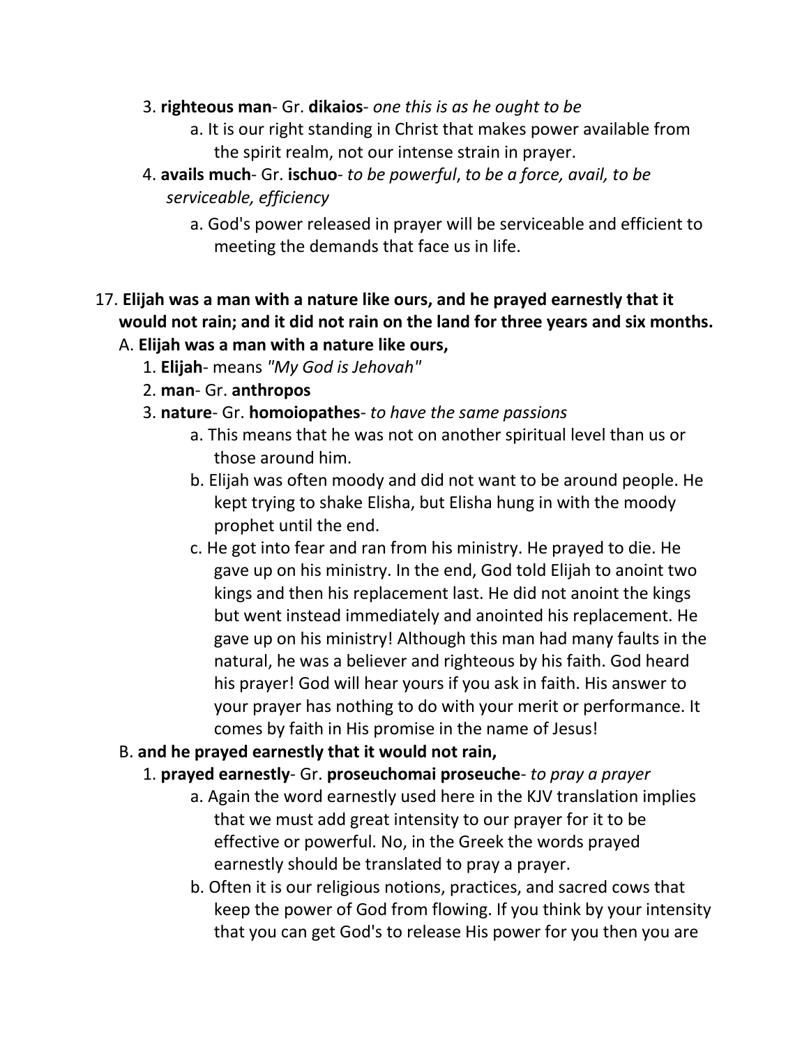3. **righteous man**- Gr. **dikaios**- *one this is as he ought to be*
    a. It is our right standing in Christ that makes power available from the spirit realm, not our intense strain in prayer.
4. **avails much**- Gr. **ischuo**- *to be powerful*, *to be a force, avail, to be serviceable, efficiency*
    a. God's power released in prayer will be serviceable and efficient to meeting the demands that face us in life.

17. **Elijah was a man with a nature like ours, and he prayed earnestly that it would not rain; and it did not rain on the land for three years and six months.**

A. **Elijah was a man with a nature like ours,**

1. **Elijah**- means *"My God is Jehovah"*
2. **man**- Gr. **anthropos**
3. **nature**- Gr. **homoiopathes**- *to have the same passions*
    a. This means that he was not on another spiritual level than us or those around him.
    b. Elijah was often moody and did not want to be around people. He kept trying to shake Elisha, but Elisha hung in with the moody prophet until the end.
    c. He got into fear and ran from his ministry. He prayed to die. He gave up on his ministry. In the end, God told Elijah to anoint two kings and then his replacement last. He did not anoint the kings but went instead immediately and anointed his replacement. He gave up on his ministry! Although this man had many faults in the natural, he was a believer and righteous by his faith. God heard his prayer! God will hear yours if you ask in faith. His answer to your prayer has nothing to do with your merit or performance. It comes by faith in His promise in the name of Jesus!

B. **and he prayed earnestly that it would not rain,**

1. **prayed earnestly**- Gr. **proseuchomai proseuche**- *to pray a prayer*
    a. Again the word earnestly used here in the KJV translation implies that we must add great intensity to our prayer for it to be effective or powerful. No, in the Greek the words prayed earnestly should be translated to pray a prayer.
    b. Often it is our religious notions, practices, and sacred cows that keep the power of God from flowing. If you think by your intensity that you can get God's to release His power for you then you are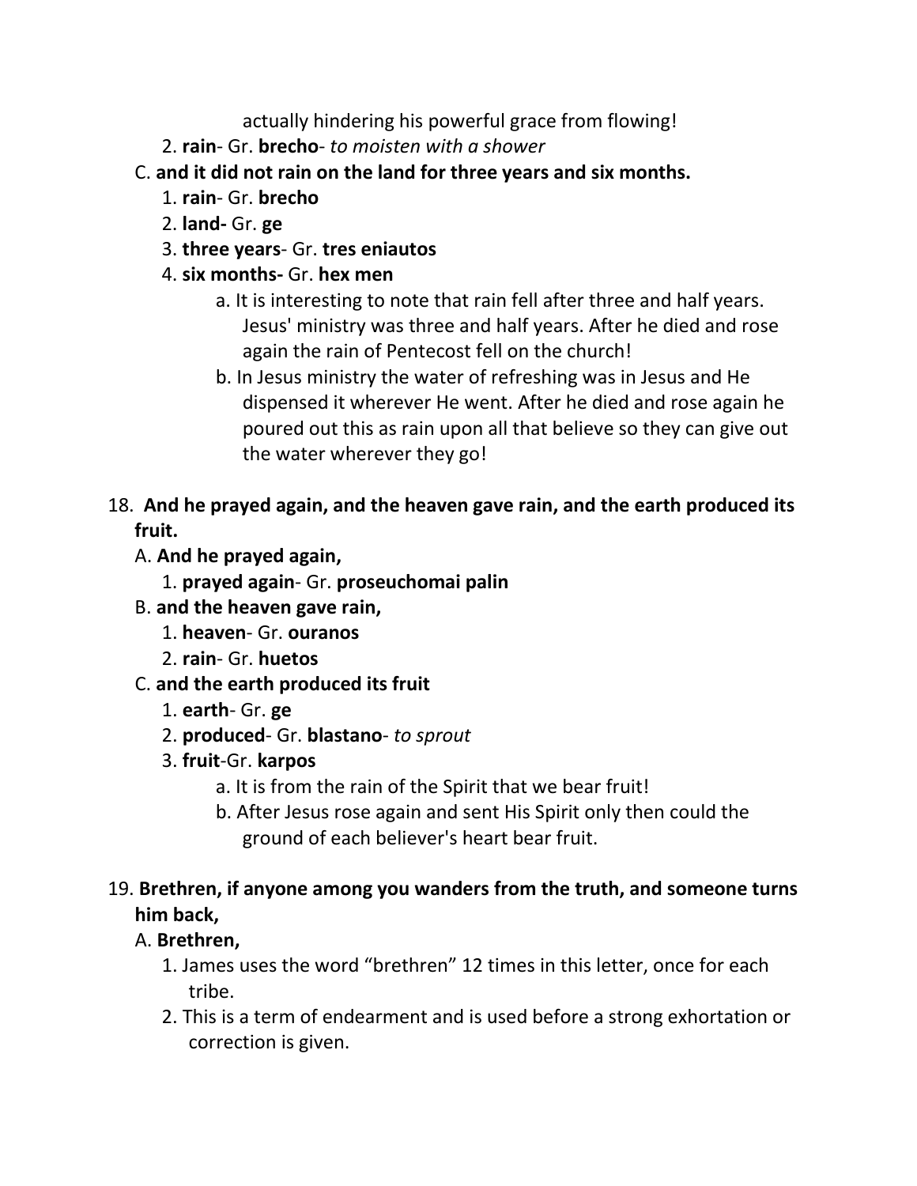actually hindering his powerful grace from flowing!

2. **rain**- Gr. **brecho**- *to moisten with a shower*

C. **and it did not rain on the land for three years and six months.**

1. **rain**- Gr. **brecho**
2. **land-** Gr. **ge**
3. **three years**- Gr. **tres eniautos**
4. **six months-** Gr. **hex men**
   a. It is interesting to note that rain fell after three and half years. Jesus' ministry was three and half years. After he died and rose again the rain of Pentecost fell on the church!
   b. In Jesus ministry the water of refreshing was in Jesus and He dispensed it wherever He went. After he died and rose again he poured out this as rain upon all that believe so they can give out the water wherever they go!

18. **And he prayed again, and the heaven gave rain, and the earth produced its fruit.**

A. **And he prayed again,**

1. **prayed again**- Gr. **proseuchomai palin**

B. **and the heaven gave rain,**

1. **heaven**- Gr. **ouranos**
2. **rain**- Gr. **huetos**

C. **and the earth produced its fruit**

1. **earth**- Gr. **ge**
2. **produced**- Gr. **blastano**- *to sprout*
3. **fruit**-Gr. **karpos**
   a. It is from the rain of the Spirit that we bear fruit!
   b. After Jesus rose again and sent His Spirit only then could the ground of each believer's heart bear fruit.

19. **Brethren, if anyone among you wanders from the truth, and someone turns him back,**

A. **Brethren,**

1. James uses the word "brethren" 12 times in this letter, once for each tribe.
2. This is a term of endearment and is used before a strong exhortation or correction is given.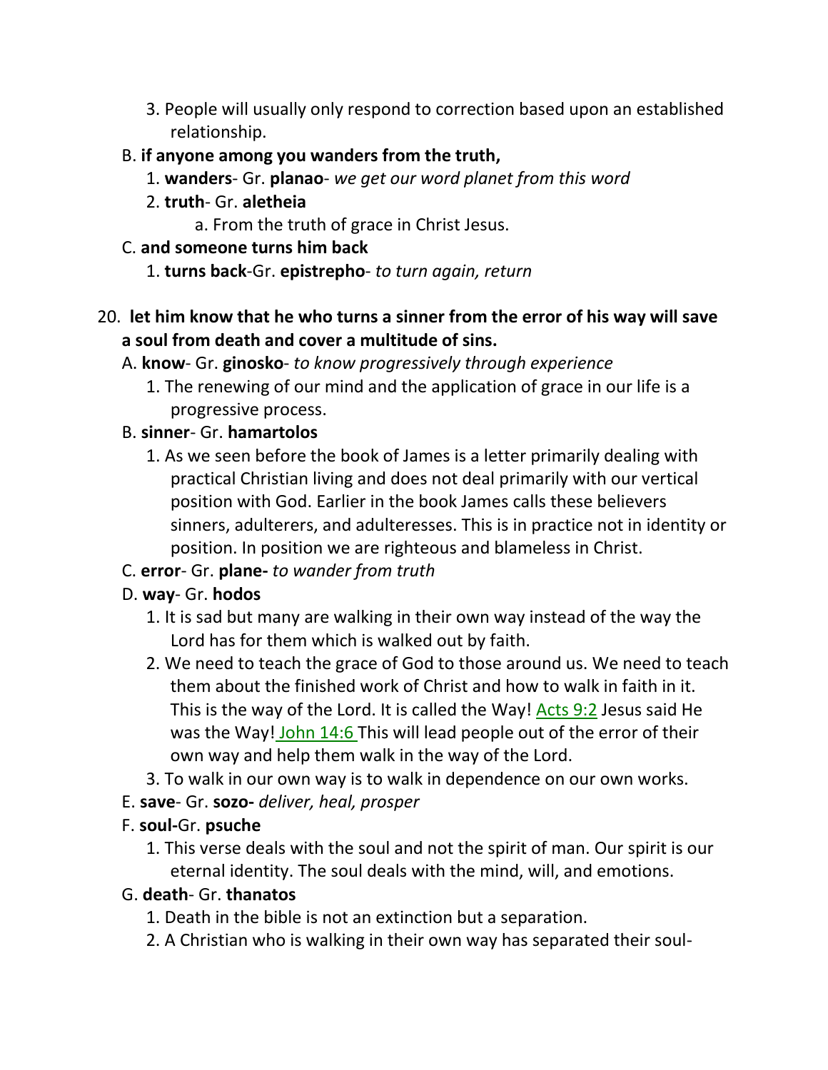3. People will usually only respond to correction based upon an established relationship.

B. **if anyone among you wanders from the truth,**

1. **wanders**- Gr. **planao**- *we get our word planet from this word*
2. **truth**- Gr. **aletheia**
   a. From the truth of grace in Christ Jesus.

C. **and someone turns him back**

1. **turns back**-Gr. **epistrepho**- *to turn again, return*

20. **let him know that he who turns a sinner from the error of his way will save a soul from death and cover a multitude of sins.**

A. **know**- Gr. **ginosko**- *to know progressively through experience*

1. The renewing of our mind and the application of grace in our life is a progressive process.

B. **sinner**- Gr. **hamartolos**

1. As we seen before the book of James is a letter primarily dealing with practical Christian living and does not deal primarily with our vertical position with God. Earlier in the book James calls these believers sinners, adulterers, and adulteresses. This is in practice not in identity or position. In position we are righteous and blameless in Christ.

C. **error**- Gr. **plane-** *to wander from truth*

D. **way**- Gr. **hodos**

1. It is sad but many are walking in their own way instead of the way the Lord has for them which is walked out by faith.
2. We need to teach the grace of God to those around us. We need to teach them about the finished work of Christ and how to walk in faith in it. This is the way of the Lord. It is called the Way! Acts 9:2 Jesus said He was the Way! John 14:6 This will lead people out of the error of their own way and help them walk in the way of the Lord.
3. To walk in our own way is to walk in dependence on our own works.

E. **save**- Gr. **sozo-** *deliver, heal, prosper*

F. **soul-**Gr. **psuche**

1. This verse deals with the soul and not the spirit of man. Our spirit is our eternal identity. The soul deals with the mind, will, and emotions.

G. **death**- Gr. **thanatos**

1. Death in the bible is not an extinction but a separation.
2. A Christian who is walking in their own way has separated their soul-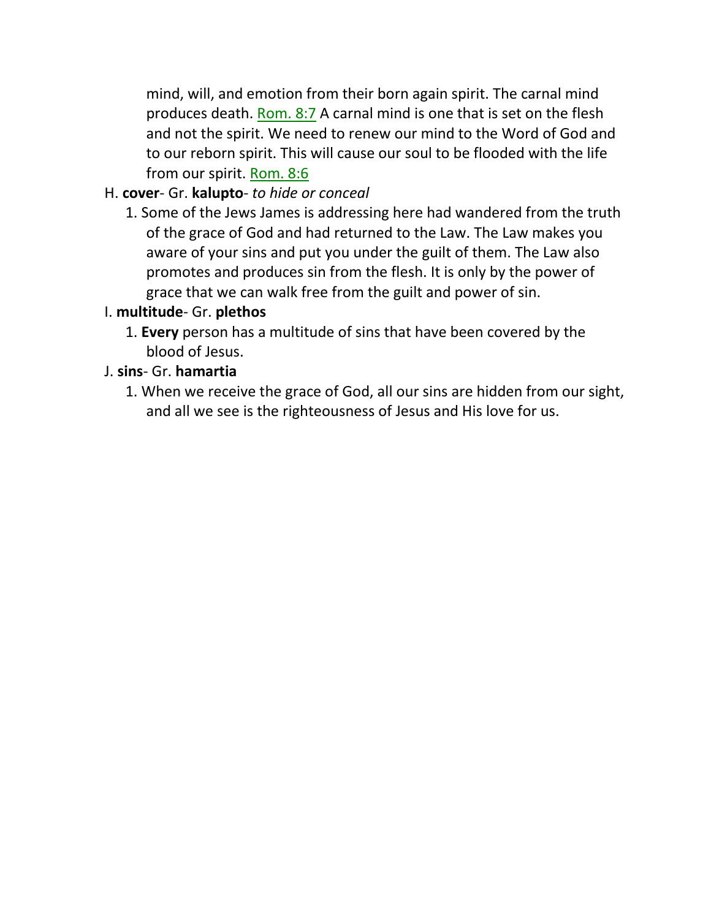mind, will, and emotion from their born again spirit. The carnal mind produces death. Rom. 8:7 A carnal mind is one that is set on the flesh and not the spirit. We need to renew our mind to the Word of God and to our reborn spirit. This will cause our soul to be flooded with the life from our spirit. Rom. 8:6

H. **cover**- Gr. **kalupto**- *to hide or conceal*

1. Some of the Jews James is addressing here had wandered from the truth of the grace of God and had returned to the Law. The Law makes you aware of your sins and put you under the guilt of them. The Law also promotes and produces sin from the flesh. It is only by the power of grace that we can walk free from the guilt and power of sin.

I. **multitude**- Gr. **plethos**

1. **Every** person has a multitude of sins that have been covered by the blood of Jesus.

J. **sins**- Gr. **hamartia**

1. When we receive the grace of God, all our sins are hidden from our sight, and all we see is the righteousness of Jesus and His love for us.